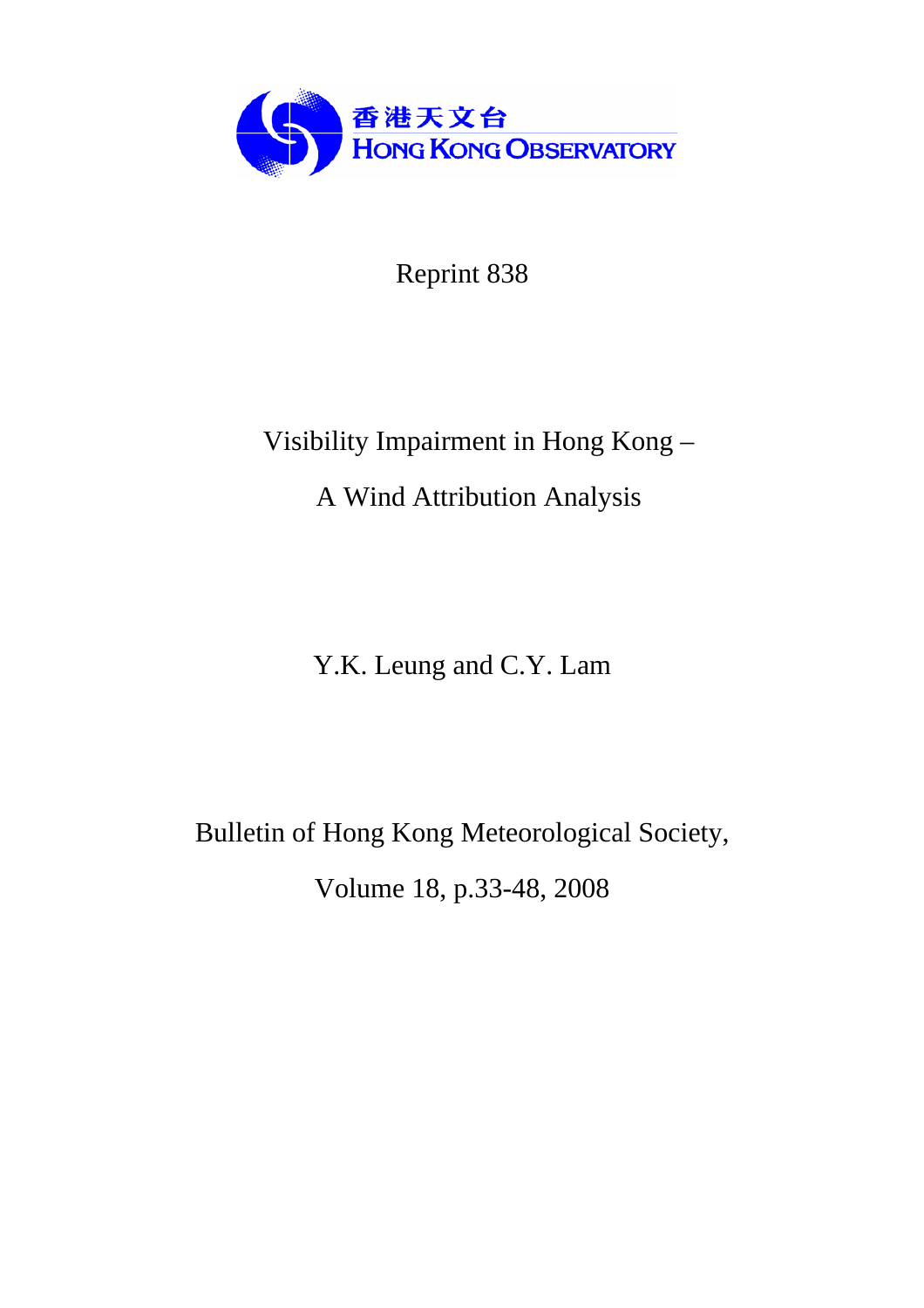香港天文台
HONG KONG OBSERVATORY

Reprint 838

# Visibility Impairment in Hong Kong – A Wind Attribution Analysis

Y.K. Leung and C.Y. Lam

Bulletin of Hong Kong Meteorological Society,

Volume 18, p.33-48, 2008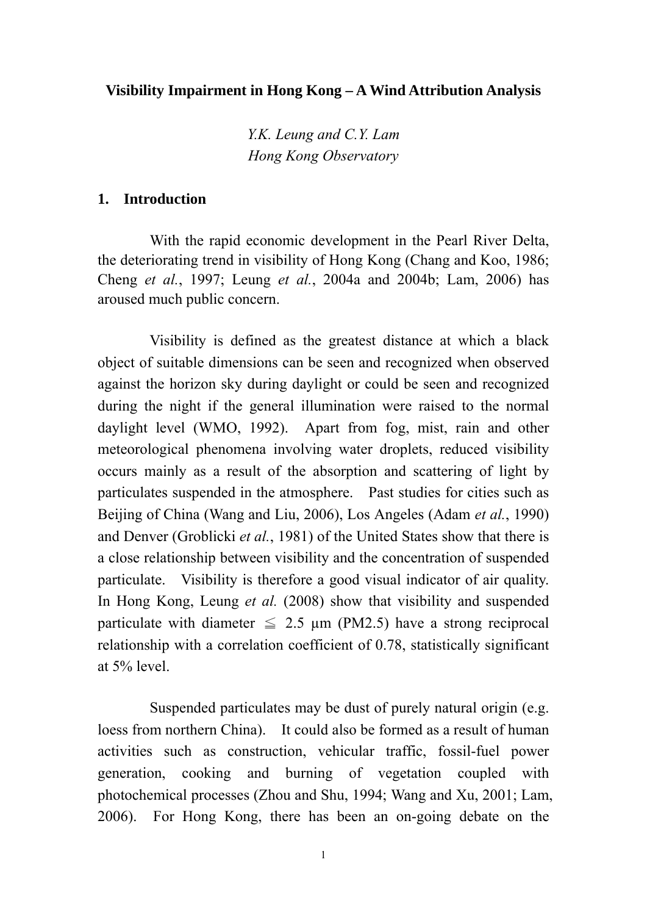**Visibility Impairment in Hong Kong – A Wind Attribution Analysis**

*Y.K. Leung and C.Y. Lam*
*Hong Kong Observatory*

## 1. Introduction

With the rapid economic development in the Pearl River Delta, the deteriorating trend in visibility of Hong Kong (Chang and Koo, 1986; Cheng *et al.*, 1997; Leung *et al.*, 2004a and 2004b; Lam, 2006) has aroused much public concern.

Visibility is defined as the greatest distance at which a black object of suitable dimensions can be seen and recognized when observed against the horizon sky during daylight or could be seen and recognized during the night if the general illumination were raised to the normal daylight level (WMO, 1992). Apart from fog, mist, rain and other meteorological phenomena involving water droplets, reduced visibility occurs mainly as a result of the absorption and scattering of light by particulates suspended in the atmosphere. Past studies for cities such as Beijing of China (Wang and Liu, 2006), Los Angeles (Adam *et al.*, 1990) and Denver (Groblicki *et al.*, 1981) of the United States show that there is a close relationship between visibility and the concentration of suspended particulate. Visibility is therefore a good visual indicator of air quality. In Hong Kong, Leung *et al.* (2008) show that visibility and suspended particulate with diameter ≦ 2.5 µm (PM2.5) have a strong reciprocal relationship with a correlation coefficient of 0.78, statistically significant at 5% level.

Suspended particulates may be dust of purely natural origin (e.g. loess from northern China). It could also be formed as a result of human activities such as construction, vehicular traffic, fossil-fuel power generation, cooking and burning of vegetation coupled with photochemical processes (Zhou and Shu, 1994; Wang and Xu, 2001; Lam, 2006). For Hong Kong, there has been an on-going debate on the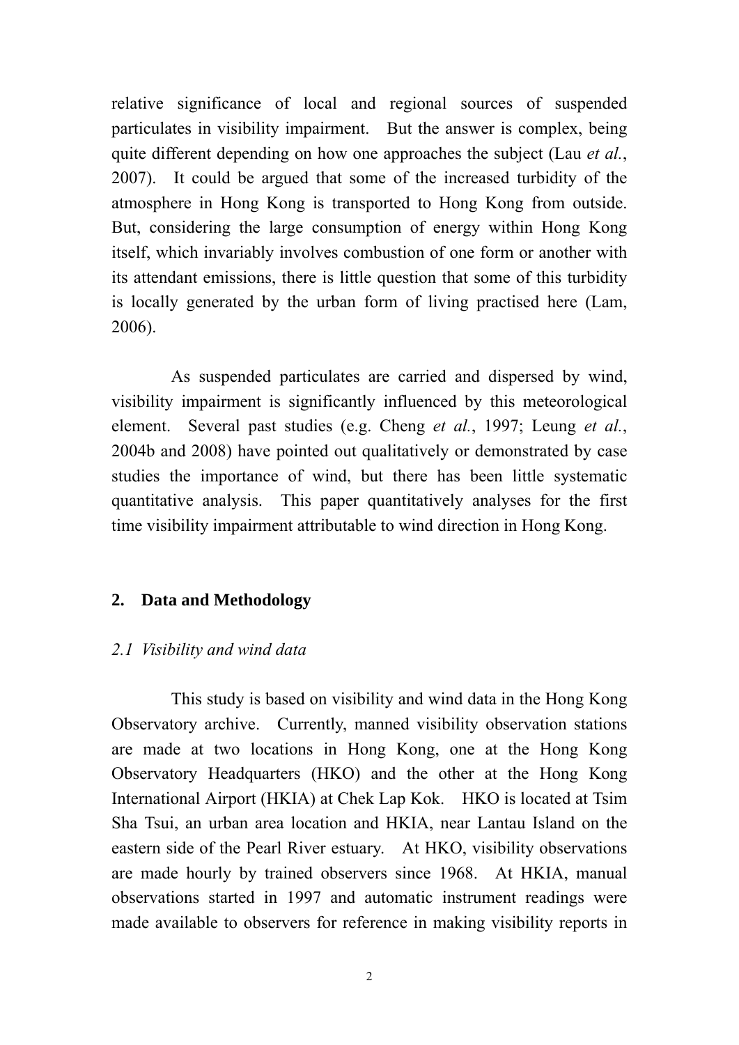relative significance of local and regional sources of suspended particulates in visibility impairment. But the answer is complex, being quite different depending on how one approaches the subject (Lau *et al.*, 2007). It could be argued that some of the increased turbidity of the atmosphere in Hong Kong is transported to Hong Kong from outside. But, considering the large consumption of energy within Hong Kong itself, which invariably involves combustion of one form or another with its attendant emissions, there is little question that some of this turbidity is locally generated by the urban form of living practised here (Lam, 2006).

As suspended particulates are carried and dispersed by wind, visibility impairment is significantly influenced by this meteorological element. Several past studies (e.g. Cheng *et al.*, 1997; Leung *et al.*, 2004b and 2008) have pointed out qualitatively or demonstrated by case studies the importance of wind, but there has been little systematic quantitative analysis. This paper quantitatively analyses for the first time visibility impairment attributable to wind direction in Hong Kong.

## 2. Data and Methodology

### *2.1 Visibility and wind data*

This study is based on visibility and wind data in the Hong Kong Observatory archive. Currently, manned visibility observation stations are made at two locations in Hong Kong, one at the Hong Kong Observatory Headquarters (HKO) and the other at the Hong Kong International Airport (HKIA) at Chek Lap Kok. HKO is located at Tsim Sha Tsui, an urban area location and HKIA, near Lantau Island on the eastern side of the Pearl River estuary. At HKO, visibility observations are made hourly by trained observers since 1968. At HKIA, manual observations started in 1997 and automatic instrument readings were made available to observers for reference in making visibility reports in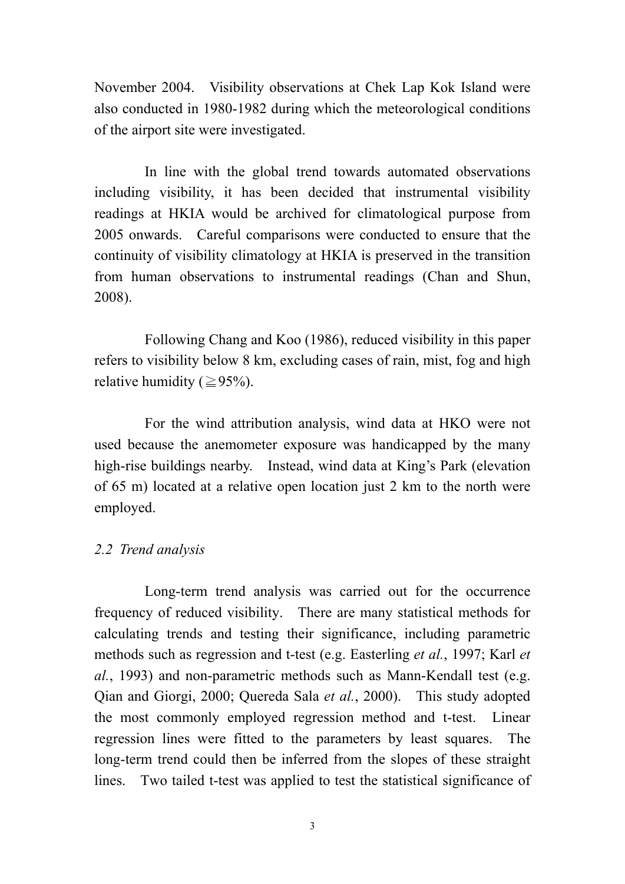November 2004. Visibility observations at Chek Lap Kok Island were also conducted in 1980-1982 during which the meteorological conditions of the airport site were investigated.

In line with the global trend towards automated observations including visibility, it has been decided that instrumental visibility readings at HKIA would be archived for climatological purpose from 2005 onwards. Careful comparisons were conducted to ensure that the continuity of visibility climatology at HKIA is preserved in the transition from human observations to instrumental readings (Chan and Shun, 2008).

Following Chang and Koo (1986), reduced visibility in this paper refers to visibility below 8 km, excluding cases of rain, mist, fog and high relative humidity (≧95%).

For the wind attribution analysis, wind data at HKO were not used because the anemometer exposure was handicapped by the many high-rise buildings nearby. Instead, wind data at King's Park (elevation of 65 m) located at a relative open location just 2 km to the north were employed.

### *2.2 Trend analysis*

Long-term trend analysis was carried out for the occurrence frequency of reduced visibility. There are many statistical methods for calculating trends and testing their significance, including parametric methods such as regression and t-test (e.g. Easterling *et al.*, 1997; Karl *et al.*, 1993) and non-parametric methods such as Mann-Kendall test (e.g. Qian and Giorgi, 2000; Quereda Sala *et al.*, 2000). This study adopted the most commonly employed regression method and t-test. Linear regression lines were fitted to the parameters by least squares. The long-term trend could then be inferred from the slopes of these straight lines. Two tailed t-test was applied to test the statistical significance of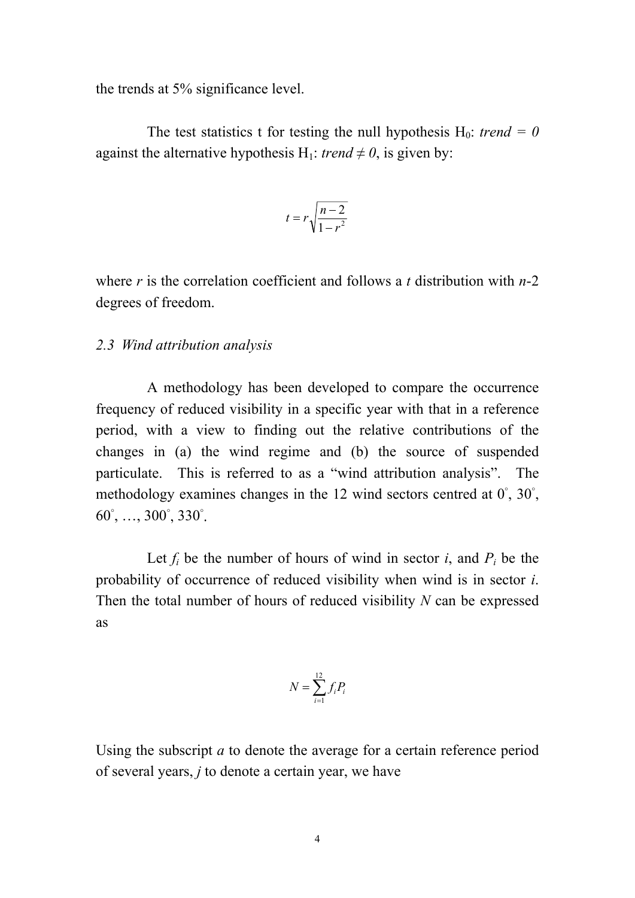the trends at 5% significance level.

The test statistics t for testing the null hypothesis $H_0$: *trend = 0* against the alternative hypothesis $H_1$: *trend ≠ 0*, is given by:

$$t = r\sqrt{\frac{n-2}{1-r^2}}$$

where *r* is the correlation coefficient and follows a *t* distribution with *n*-2 degrees of freedom.

*2.3 Wind attribution analysis*

A methodology has been developed to compare the occurrence frequency of reduced visibility in a specific year with that in a reference period, with a view to finding out the relative contributions of the changes in (a) the wind regime and (b) the source of suspended particulate. This is referred to as a "wind attribution analysis". The methodology examines changes in the 12 wind sectors centred at 0°, 30°, 60°, …, 300°, 330°.

Let $f_i$ be the number of hours of wind in sector *i*, and $P_i$ be the probability of occurrence of reduced visibility when wind is in sector *i*. Then the total number of hours of reduced visibility *N* can be expressed as

$$N = \sum_{i=1}^{12} f_i P_i$$

Using the subscript *a* to denote the average for a certain reference period of several years, *j* to denote a certain year, we have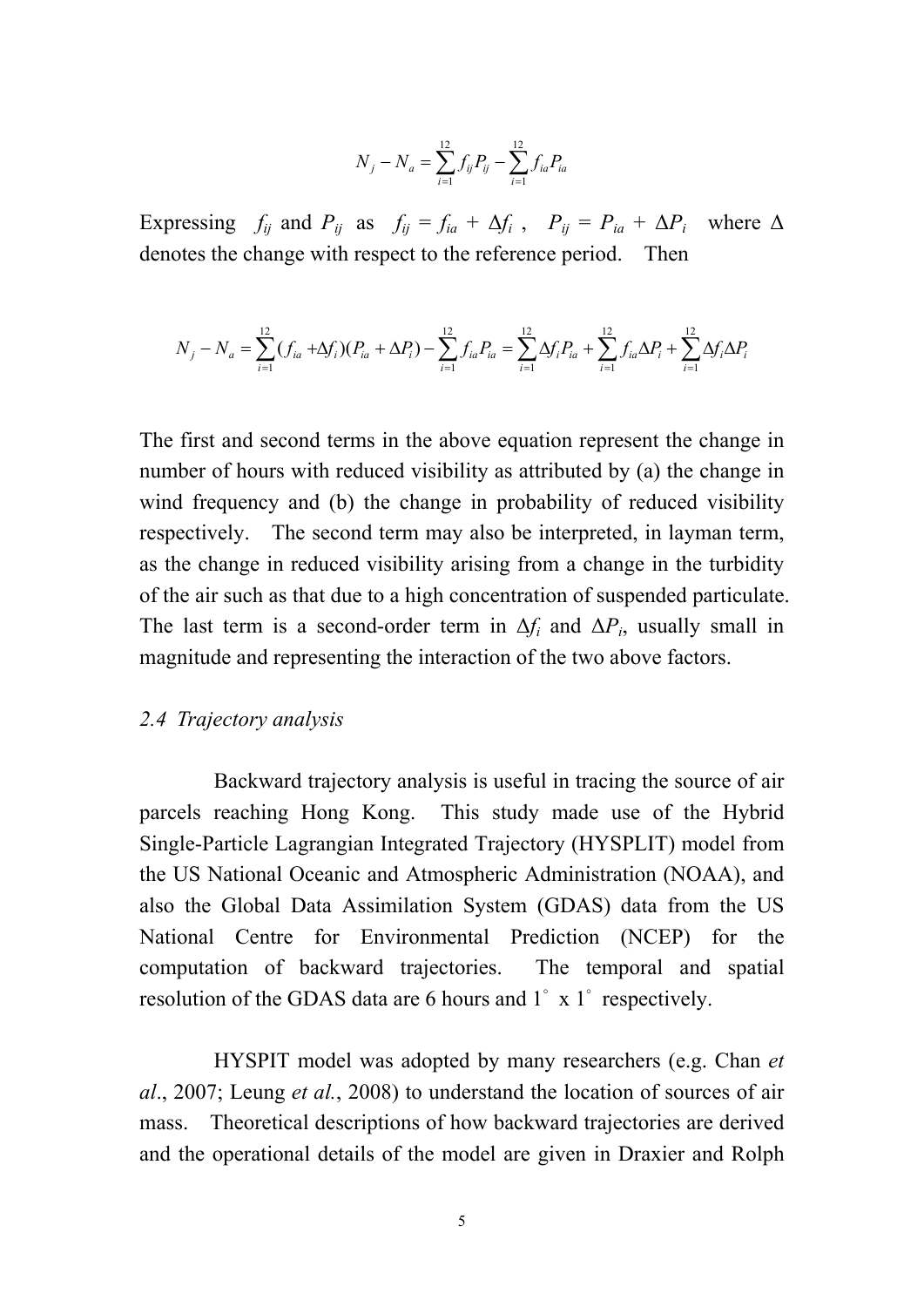$$N_j - N_a = \sum_{i=1}^{12} f_{ij} P_{ij} - \sum_{i=1}^{12} f_{ia} P_{ia}$$

Expressing $f_{ij}$ and $P_{ij}$ as $f_{ij} = f_{ia} + \Delta f_i$ , $P_{ij} = P_{ia} + \Delta P_i$ where $\Delta$ denotes the change with respect to the reference period. Then

$$N_j - N_a = \sum_{i=1}^{12} (f_{ia} + \Delta f_i)(P_{ia} + \Delta P_i) - \sum_{i=1}^{12} f_{ia} P_{ia} = \sum_{i=1}^{12} \Delta f_i P_{ia} + \sum_{i=1}^{12} f_{ia} \Delta P_i + \sum_{i=1}^{12} \Delta f_i \Delta P_i$$

The first and second terms in the above equation represent the change in number of hours with reduced visibility as attributed by (a) the change in wind frequency and (b) the change in probability of reduced visibility respectively. The second term may also be interpreted, in layman term, as the change in reduced visibility arising from a change in the turbidity of the air such as that due to a high concentration of suspended particulate. The last term is a second-order term in $\Delta f_i$ and $\Delta P_i$, usually small in magnitude and representing the interaction of the two above factors.

### *2.4 Trajectory analysis*

Backward trajectory analysis is useful in tracing the source of air parcels reaching Hong Kong. This study made use of the Hybrid Single-Particle Lagrangian Integrated Trajectory (HYSPLIT) model from the US National Oceanic and Atmospheric Administration (NOAA), and also the Global Data Assimilation System (GDAS) data from the US National Centre for Environmental Prediction (NCEP) for the computation of backward trajectories. The temporal and spatial resolution of the GDAS data are 6 hours and 1° x 1° respectively.

HYSPIT model was adopted by many researchers (e.g. Chan *et al*., 2007; Leung *et al.*, 2008) to understand the location of sources of air mass. Theoretical descriptions of how backward trajectories are derived and the operational details of the model are given in Draxier and Rolph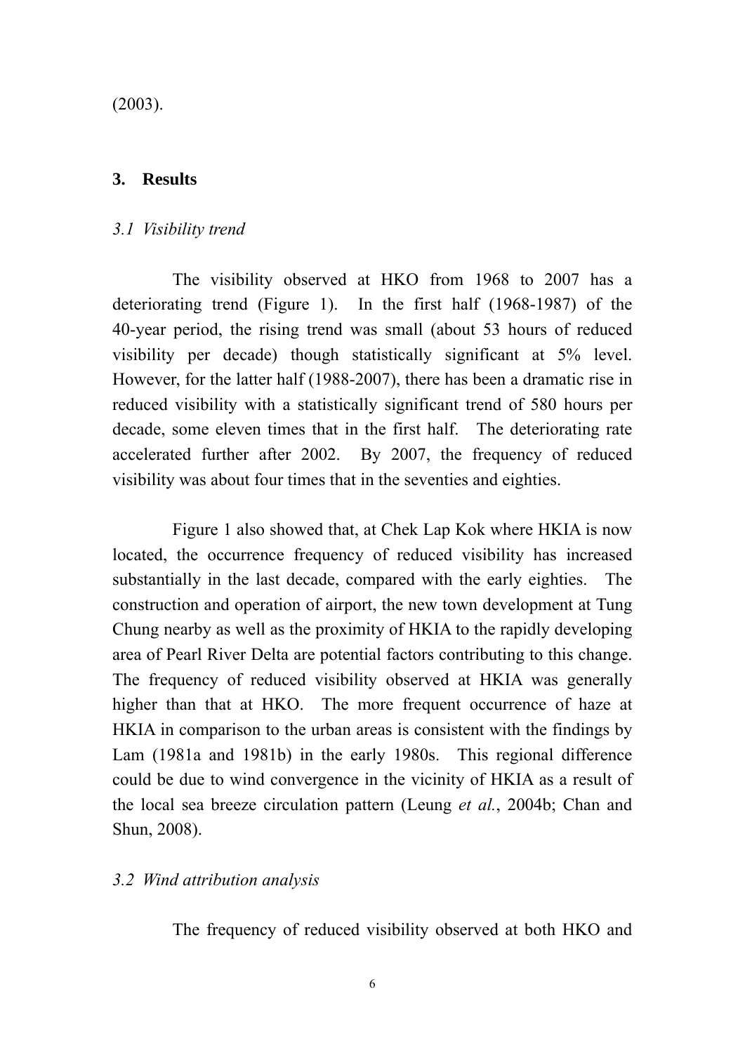(2003).

## 3. Results

### *3.1 Visibility trend*

The visibility observed at HKO from 1968 to 2007 has a deteriorating trend (Figure 1). In the first half (1968-1987) of the 40-year period, the rising trend was small (about 53 hours of reduced visibility per decade) though statistically significant at 5% level. However, for the latter half (1988-2007), there has been a dramatic rise in reduced visibility with a statistically significant trend of 580 hours per decade, some eleven times that in the first half. The deteriorating rate accelerated further after 2002. By 2007, the frequency of reduced visibility was about four times that in the seventies and eighties.

Figure 1 also showed that, at Chek Lap Kok where HKIA is now located, the occurrence frequency of reduced visibility has increased substantially in the last decade, compared with the early eighties. The construction and operation of airport, the new town development at Tung Chung nearby as well as the proximity of HKIA to the rapidly developing area of Pearl River Delta are potential factors contributing to this change. The frequency of reduced visibility observed at HKIA was generally higher than that at HKO. The more frequent occurrence of haze at HKIA in comparison to the urban areas is consistent with the findings by Lam (1981a and 1981b) in the early 1980s. This regional difference could be due to wind convergence in the vicinity of HKIA as a result of the local sea breeze circulation pattern (Leung *et al.*, 2004b; Chan and Shun, 2008).

### *3.2 Wind attribution analysis*

The frequency of reduced visibility observed at both HKO and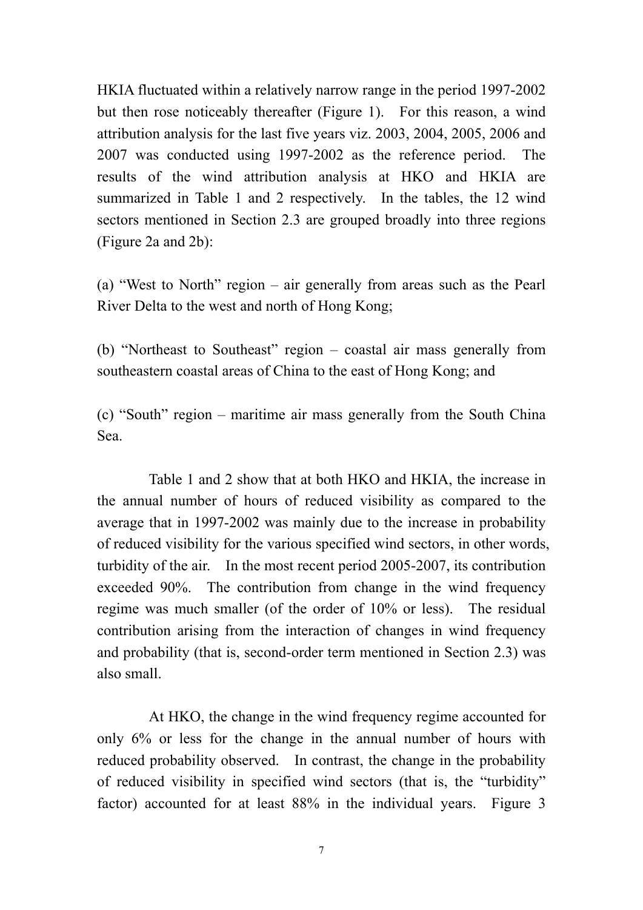HKIA fluctuated within a relatively narrow range in the period 1997-2002 but then rose noticeably thereafter (Figure 1). For this reason, a wind attribution analysis for the last five years viz. 2003, 2004, 2005, 2006 and 2007 was conducted using 1997-2002 as the reference period. The results of the wind attribution analysis at HKO and HKIA are summarized in Table 1 and 2 respectively. In the tables, the 12 wind sectors mentioned in Section 2.3 are grouped broadly into three regions (Figure 2a and 2b):

(a) "West to North" region – air generally from areas such as the Pearl River Delta to the west and north of Hong Kong;

(b) "Northeast to Southeast" region – coastal air mass generally from southeastern coastal areas of China to the east of Hong Kong; and

(c) "South" region – maritime air mass generally from the South China Sea.

Table 1 and 2 show that at both HKO and HKIA, the increase in the annual number of hours of reduced visibility as compared to the average that in 1997-2002 was mainly due to the increase in probability of reduced visibility for the various specified wind sectors, in other words, turbidity of the air. In the most recent period 2005-2007, its contribution exceeded 90%. The contribution from change in the wind frequency regime was much smaller (of the order of 10% or less). The residual contribution arising from the interaction of changes in wind frequency and probability (that is, second-order term mentioned in Section 2.3) was also small.

At HKO, the change in the wind frequency regime accounted for only 6% or less for the change in the annual number of hours with reduced probability observed. In contrast, the change in the probability of reduced visibility in specified wind sectors (that is, the "turbidity" factor) accounted for at least 88% in the individual years. Figure 3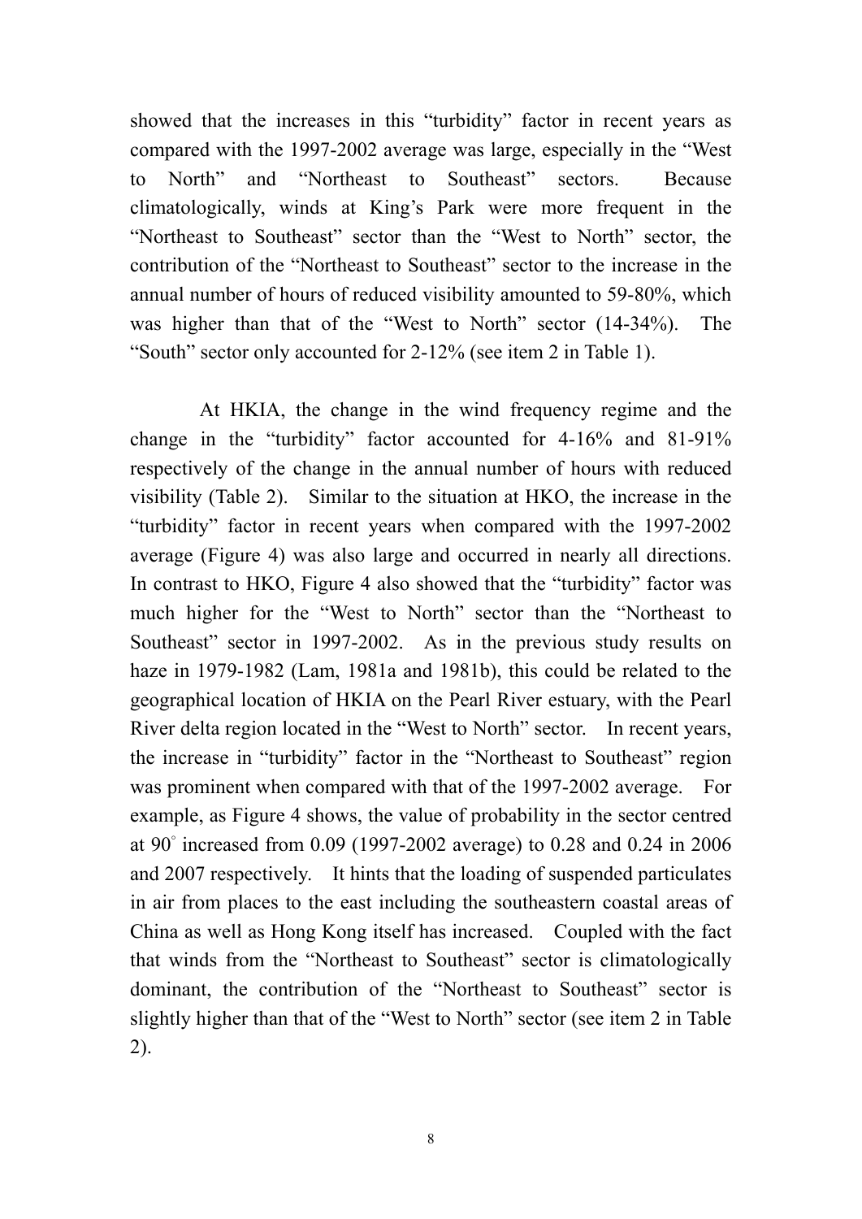showed that the increases in this "turbidity" factor in recent years as compared with the 1997-2002 average was large, especially in the "West to North" and "Northeast to Southeast" sectors. Because climatologically, winds at King's Park were more frequent in the "Northeast to Southeast" sector than the "West to North" sector, the contribution of the "Northeast to Southeast" sector to the increase in the annual number of hours of reduced visibility amounted to 59-80%, which was higher than that of the "West to North" sector (14-34%). The "South" sector only accounted for 2-12% (see item 2 in Table 1).

At HKIA, the change in the wind frequency regime and the change in the "turbidity" factor accounted for 4-16% and 81-91% respectively of the change in the annual number of hours with reduced visibility (Table 2). Similar to the situation at HKO, the increase in the "turbidity" factor in recent years when compared with the 1997-2002 average (Figure 4) was also large and occurred in nearly all directions. In contrast to HKO, Figure 4 also showed that the "turbidity" factor was much higher for the "West to North" sector than the "Northeast to Southeast" sector in 1997-2002. As in the previous study results on haze in 1979-1982 (Lam, 1981a and 1981b), this could be related to the geographical location of HKIA on the Pearl River estuary, with the Pearl River delta region located in the "West to North" sector. In recent years, the increase in "turbidity" factor in the "Northeast to Southeast" region was prominent when compared with that of the 1997-2002 average. For example, as Figure 4 shows, the value of probability in the sector centred at 90° increased from 0.09 (1997-2002 average) to 0.28 and 0.24 in 2006 and 2007 respectively. It hints that the loading of suspended particulates in air from places to the east including the southeastern coastal areas of China as well as Hong Kong itself has increased. Coupled with the fact that winds from the "Northeast to Southeast" sector is climatologically dominant, the contribution of the "Northeast to Southeast" sector is slightly higher than that of the "West to North" sector (see item 2 in Table 2).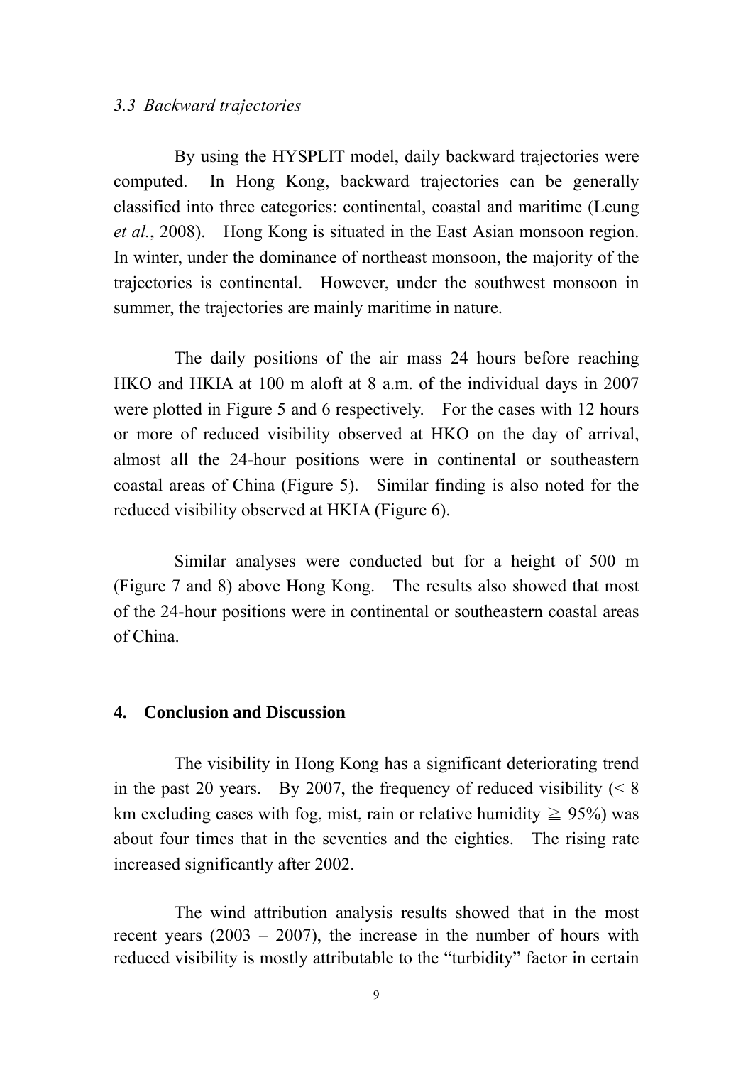### *3.3 Backward trajectories*

By using the HYSPLIT model, daily backward trajectories were computed. In Hong Kong, backward trajectories can be generally classified into three categories: continental, coastal and maritime (Leung *et al.*, 2008). Hong Kong is situated in the East Asian monsoon region. In winter, under the dominance of northeast monsoon, the majority of the trajectories is continental. However, under the southwest monsoon in summer, the trajectories are mainly maritime in nature.

The daily positions of the air mass 24 hours before reaching HKO and HKIA at 100 m aloft at 8 a.m. of the individual days in 2007 were plotted in Figure 5 and 6 respectively. For the cases with 12 hours or more of reduced visibility observed at HKO on the day of arrival, almost all the 24-hour positions were in continental or southeastern coastal areas of China (Figure 5). Similar finding is also noted for the reduced visibility observed at HKIA (Figure 6).

Similar analyses were conducted but for a height of 500 m (Figure 7 and 8) above Hong Kong. The results also showed that most of the 24-hour positions were in continental or southeastern coastal areas of China.

## 4. Conclusion and Discussion

The visibility in Hong Kong has a significant deteriorating trend in the past 20 years. By 2007, the frequency of reduced visibility (< 8 km excluding cases with fog, mist, rain or relative humidity ≧ 95%) was about four times that in the seventies and the eighties. The rising rate increased significantly after 2002.

The wind attribution analysis results showed that in the most recent years (2003 – 2007), the increase in the number of hours with reduced visibility is mostly attributable to the "turbidity" factor in certain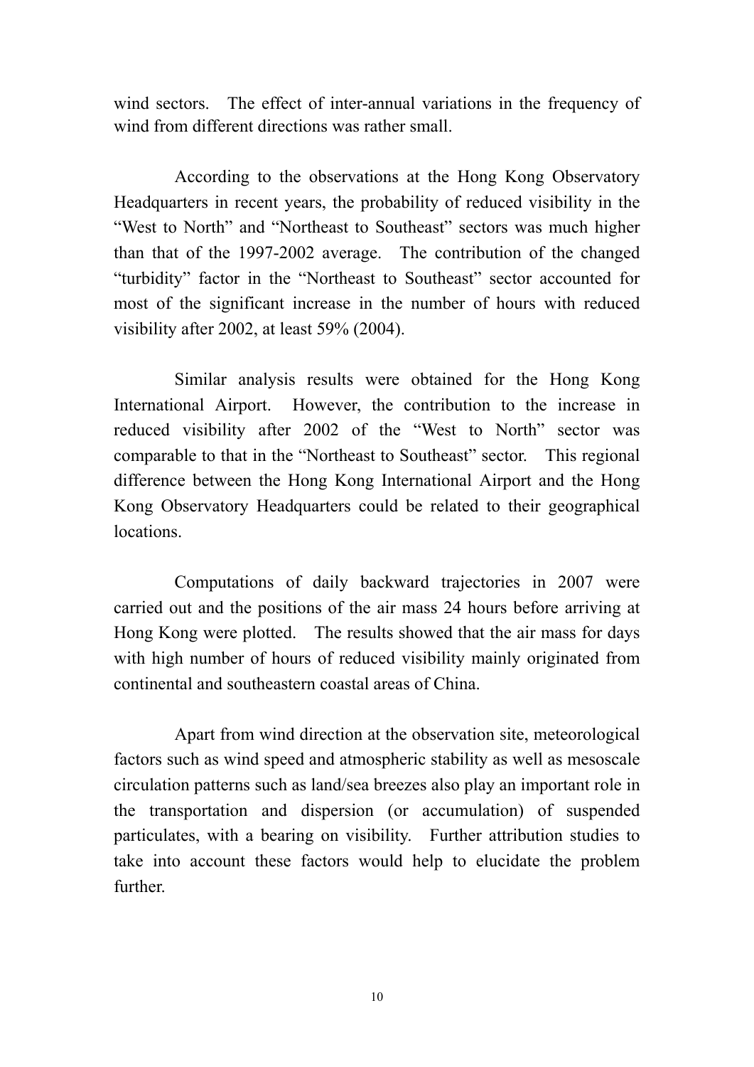wind sectors. The effect of inter-annual variations in the frequency of wind from different directions was rather small.

According to the observations at the Hong Kong Observatory Headquarters in recent years, the probability of reduced visibility in the "West to North" and "Northeast to Southeast" sectors was much higher than that of the 1997-2002 average. The contribution of the changed "turbidity" factor in the "Northeast to Southeast" sector accounted for most of the significant increase in the number of hours with reduced visibility after 2002, at least 59% (2004).

Similar analysis results were obtained for the Hong Kong International Airport. However, the contribution to the increase in reduced visibility after 2002 of the "West to North" sector was comparable to that in the "Northeast to Southeast" sector. This regional difference between the Hong Kong International Airport and the Hong Kong Observatory Headquarters could be related to their geographical locations.

Computations of daily backward trajectories in 2007 were carried out and the positions of the air mass 24 hours before arriving at Hong Kong were plotted. The results showed that the air mass for days with high number of hours of reduced visibility mainly originated from continental and southeastern coastal areas of China.

Apart from wind direction at the observation site, meteorological factors such as wind speed and atmospheric stability as well as mesoscale circulation patterns such as land/sea breezes also play an important role in the transportation and dispersion (or accumulation) of suspended particulates, with a bearing on visibility. Further attribution studies to take into account these factors would help to elucidate the problem further.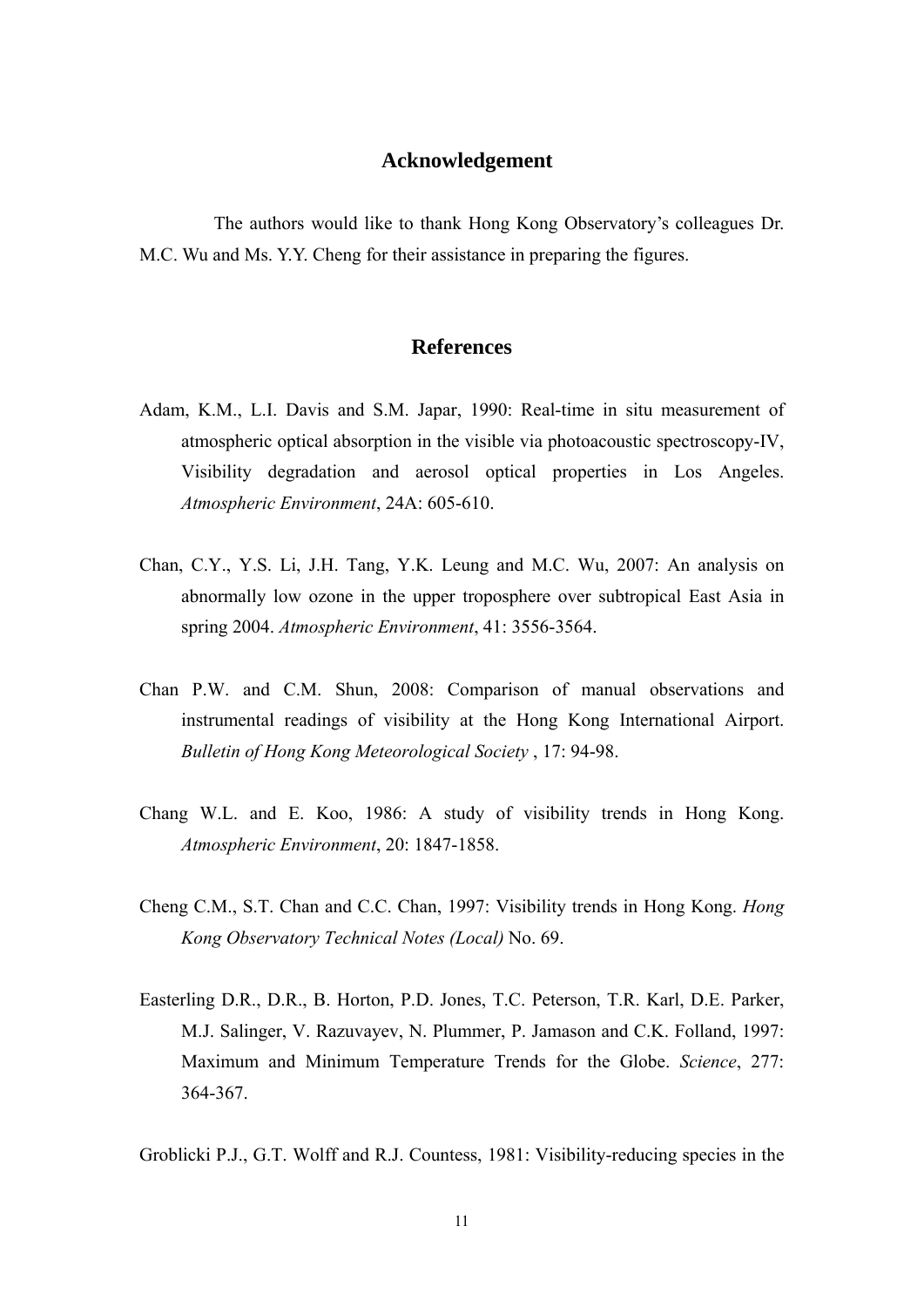## Acknowledgement

The authors would like to thank Hong Kong Observatory's colleagues Dr. M.C. Wu and Ms. Y.Y. Cheng for their assistance in preparing the figures.

## References

Adam, K.M., L.I. Davis and S.M. Japar, 1990: Real-time in situ measurement of atmospheric optical absorption in the visible via photoacoustic spectroscopy-IV, Visibility degradation and aerosol optical properties in Los Angeles. *Atmospheric Environment*, 24A: 605-610.

Chan, C.Y., Y.S. Li, J.H. Tang, Y.K. Leung and M.C. Wu, 2007: An analysis on abnormally low ozone in the upper troposphere over subtropical East Asia in spring 2004. *Atmospheric Environment*, 41: 3556-3564.

Chan P.W. and C.M. Shun, 2008: Comparison of manual observations and instrumental readings of visibility at the Hong Kong International Airport. *Bulletin of Hong Kong Meteorological Society* , 17: 94-98.

Chang W.L. and E. Koo, 1986: A study of visibility trends in Hong Kong. *Atmospheric Environment*, 20: 1847-1858.

Cheng C.M., S.T. Chan and C.C. Chan, 1997: Visibility trends in Hong Kong. *Hong Kong Observatory Technical Notes (Local)* No. 69.

Easterling D.R., D.R., B. Horton, P.D. Jones, T.C. Peterson, T.R. Karl, D.E. Parker, M.J. Salinger, V. Razuvayev, N. Plummer, P. Jamason and C.K. Folland, 1997: Maximum and Minimum Temperature Trends for the Globe. *Science*, 277: 364-367.

Groblicki P.J., G.T. Wolff and R.J. Countess, 1981: Visibility-reducing species in the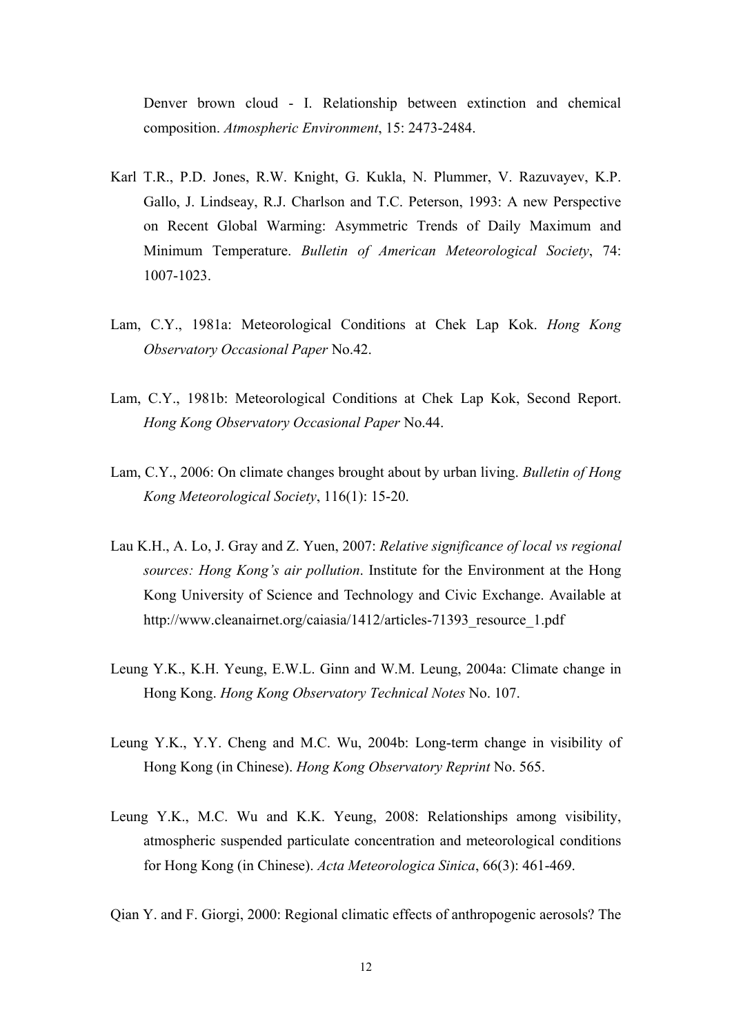Denver brown cloud - I. Relationship between extinction and chemical composition. *Atmospheric Environment*, 15: 2473-2484.

Karl T.R., P.D. Jones, R.W. Knight, G. Kukla, N. Plummer, V. Razuvayev, K.P. Gallo, J. Lindseay, R.J. Charlson and T.C. Peterson, 1993: A new Perspective on Recent Global Warming: Asymmetric Trends of Daily Maximum and Minimum Temperature. *Bulletin of American Meteorological Society*, 74: 1007-1023.

Lam, C.Y., 1981a: Meteorological Conditions at Chek Lap Kok. *Hong Kong Observatory Occasional Paper* No.42.

Lam, C.Y., 1981b: Meteorological Conditions at Chek Lap Kok, Second Report. *Hong Kong Observatory Occasional Paper* No.44.

Lam, C.Y., 2006: On climate changes brought about by urban living. *Bulletin of Hong Kong Meteorological Society*, 116(1): 15-20.

Lau K.H., A. Lo, J. Gray and Z. Yuen, 2007: *Relative significance of local vs regional sources: Hong Kong's air pollution*. Institute for the Environment at the Hong Kong University of Science and Technology and Civic Exchange. Available at http://www.cleanairnet.org/caiasia/1412/articles-71393_resource_1.pdf

Leung Y.K., K.H. Yeung, E.W.L. Ginn and W.M. Leung, 2004a: Climate change in Hong Kong. *Hong Kong Observatory Technical Notes* No. 107.

Leung Y.K., Y.Y. Cheng and M.C. Wu, 2004b: Long-term change in visibility of Hong Kong (in Chinese). *Hong Kong Observatory Reprint* No. 565.

Leung Y.K., M.C. Wu and K.K. Yeung, 2008: Relationships among visibility, atmospheric suspended particulate concentration and meteorological conditions for Hong Kong (in Chinese). *Acta Meteorologica Sinica*, 66(3): 461-469.

Qian Y. and F. Giorgi, 2000: Regional climatic effects of anthropogenic aerosols? The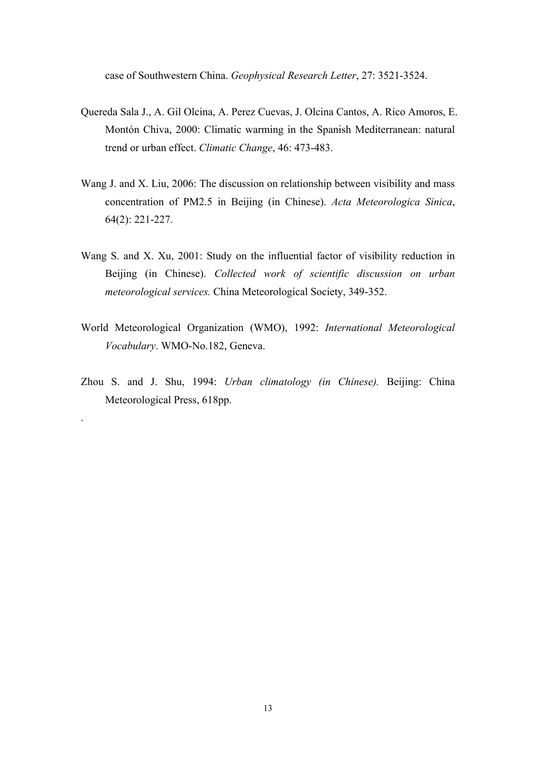case of Southwestern China. *Geophysical Research Letter*, 27: 3521-3524.

Quereda Sala J., A. Gil Olcina, A. Perez Cuevas, J. Olcina Cantos, A. Rico Amoros, E. Montón Chiva, 2000: Climatic warming in the Spanish Mediterranean: natural trend or urban effect. *Climatic Change*, 46: 473-483.

Wang J. and X. Liu, 2006: The discussion on relationship between visibility and mass concentration of PM2.5 in Beijing (in Chinese). *Acta Meteorologica Sinica*, 64(2): 221-227.

Wang S. and X. Xu, 2001: Study on the influential factor of visibility reduction in Beijing (in Chinese). *Collected work of scientific discussion on urban meteorological services.* China Meteorological Society, 349-352.

World Meteorological Organization (WMO), 1992: *International Meteorological Vocabulary*. WMO-No.182, Geneva.

Zhou S. and J. Shu, 1994: *Urban climatology (in Chinese).* Beijing: China Meteorological Press, 618pp.

.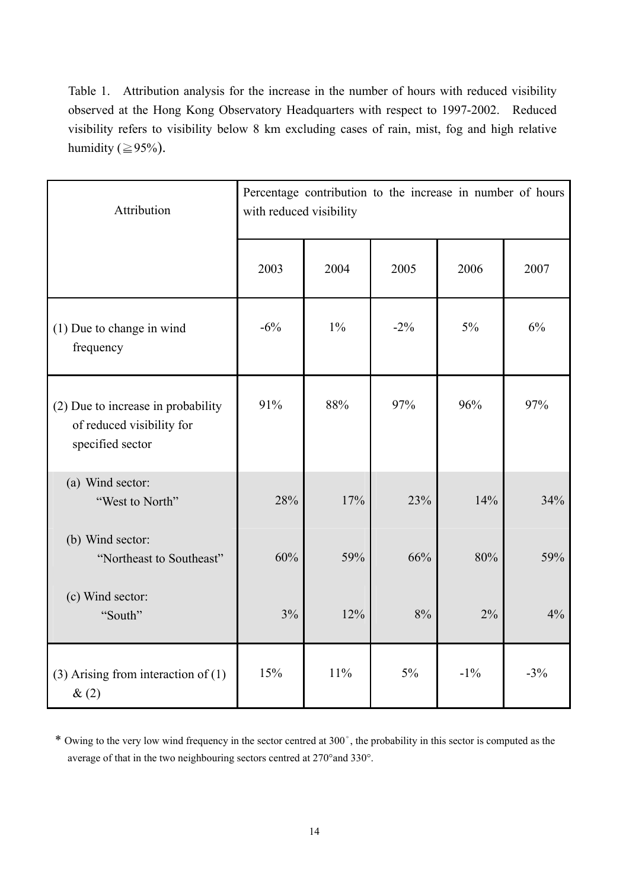Table 1. Attribution analysis for the increase in the number of hours with reduced visibility observed at the Hong Kong Observatory Headquarters with respect to 1997-2002. Reduced visibility refers to visibility below 8 km excluding cases of rain, mist, fog and high relative humidity (≧95%).

| Attribution | Percentage contribution to the increase in number of hours with reduced visibility | | | | |
|---|---|---|---|---|---|
| | 2003 | 2004 | 2005 | 2006 | 2007 |
| (1) Due to change in wind frequency | -6% | 1% | -2% | 5% | 6% |
| (2) Due to increase in probability of reduced visibility for specified sector | 91% | 88% | 97% | 96% | 97% |
| (a) Wind sector: "West to North" | 28% | 17% | 23% | 14% | 34% |
| (b) Wind sector: "Northeast to Southeast" | 60% | 59% | 66% | 80% | 59% |
| (c) Wind sector: "South" | 3% | 12% | 8% | 2% | 4% |
| (3) Arising from interaction of (1) & (2) | 15% | 11% | 5% | -1% | -3% |

* Owing to the very low wind frequency in the sector centred at 300°, the probability in this sector is computed as the average of that in the two neighbouring sectors centred at 270° and 330°.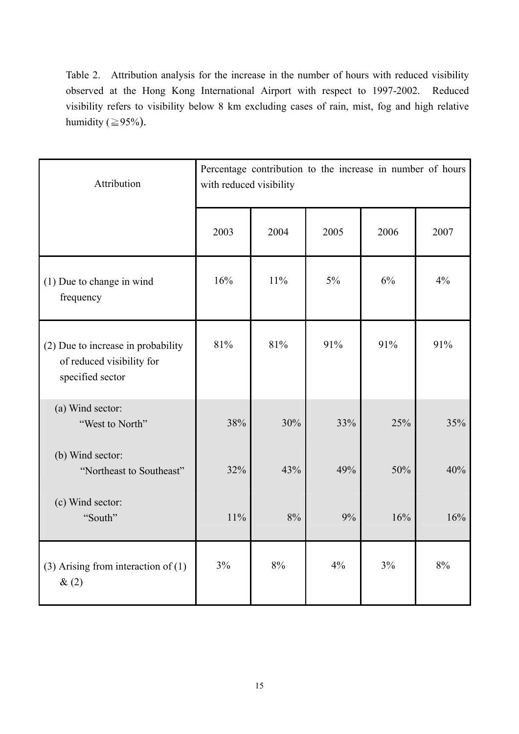Table 2. Attribution analysis for the increase in the number of hours with reduced visibility observed at the Hong Kong International Airport with respect to 1997-2002. Reduced visibility refers to visibility below 8 km excluding cases of rain, mist, fog and high relative humidity (≧95%).

| Attribution | Percentage contribution to the increase in number of hours with reduced visibility | | | | |
|---|---|---|---|---|---|
| | 2003 | 2004 | 2005 | 2006 | 2007 |
| (1) Due to change in wind frequency | 16% | 11% | 5% | 6% | 4% |
| (2) Due to increase in probability of reduced visibility for specified sector | 81% | 81% | 91% | 91% | 91% |
| (a) Wind sector: "West to North" | 38% | 30% | 33% | 25% | 35% |
| (b) Wind sector: "Northeast to Southeast" | 32% | 43% | 49% | 50% | 40% |
| (c) Wind sector: "South" | 11% | 8% | 9% | 16% | 16% |
| (3) Arising from interaction of (1) & (2) | 3% | 8% | 4% | 3% | 8% |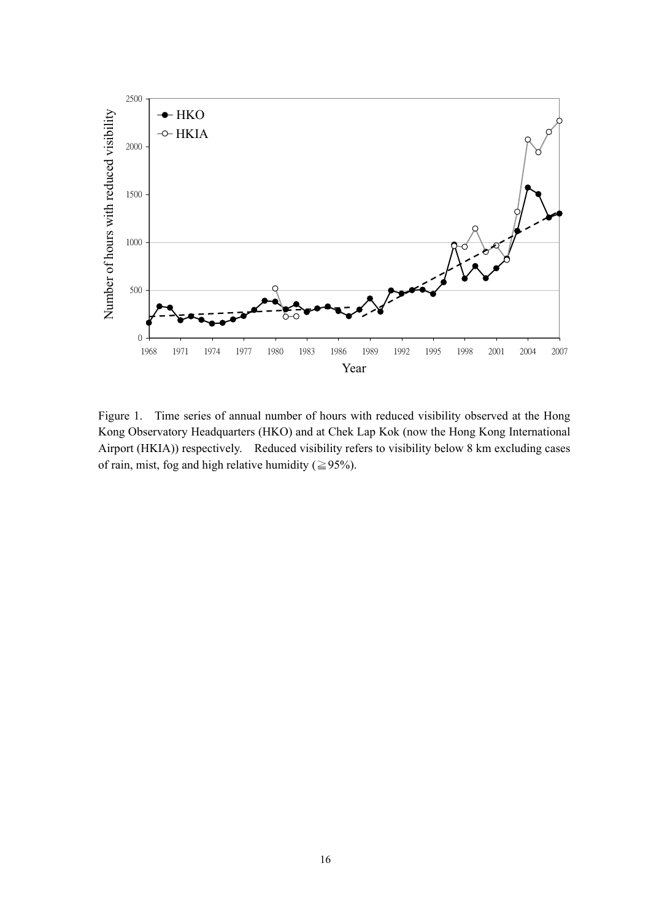Figure 1. Time series of annual number of hours with reduced visibility observed at the Hong Kong Observatory Headquarters (HKO) and at Chek Lap Kok (now the Hong Kong International Airport (HKIA)) respectively. Reduced visibility refers to visibility below 8 km excluding cases of rain, mist, fog and high relative humidity (≧95%).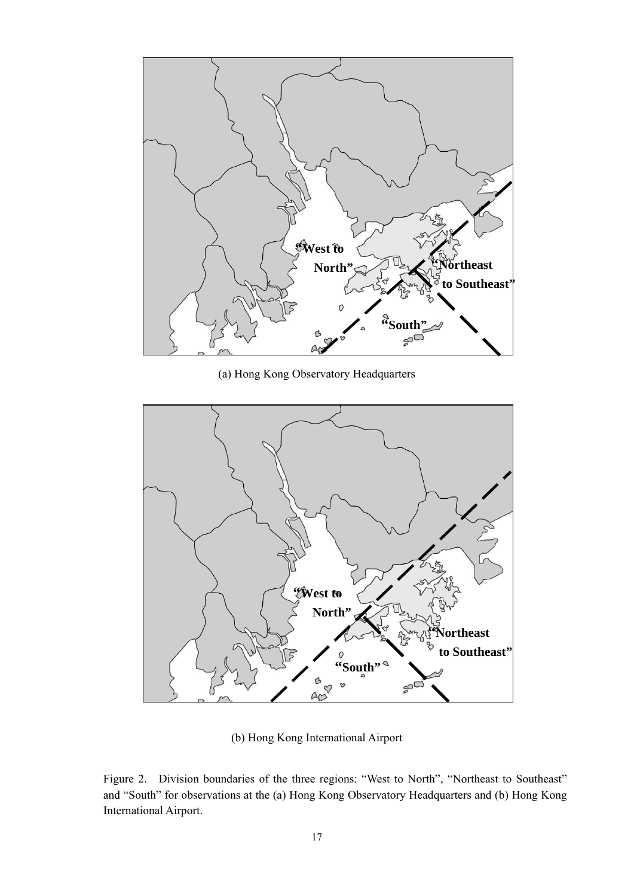(a) Hong Kong Observatory Headquarters

(b) Hong Kong International Airport

Figure 2. Division boundaries of the three regions: "West to North", "Northeast to Southeast" and "South" for observations at the (a) Hong Kong Observatory Headquarters and (b) Hong Kong International Airport.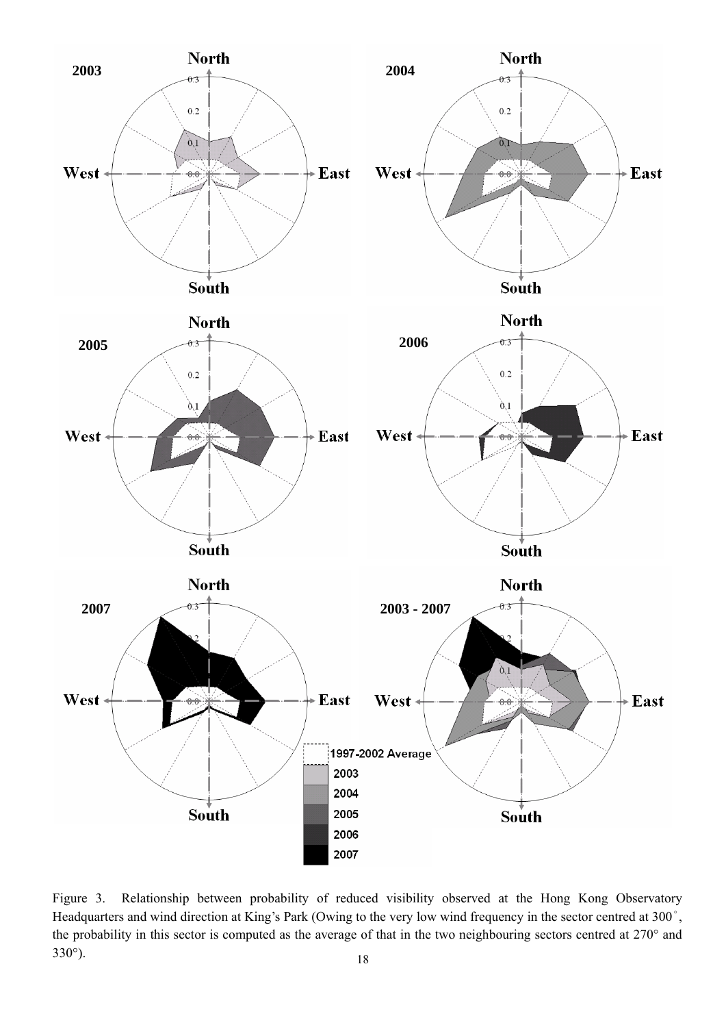Figure 3. Relationship between probability of reduced visibility observed at the Hong Kong Observatory Headquarters and wind direction at King's Park (Owing to the very low wind frequency in the sector centred at 300˚, the probability in this sector is computed as the average of that in the two neighbouring sectors centred at 270° and 330°).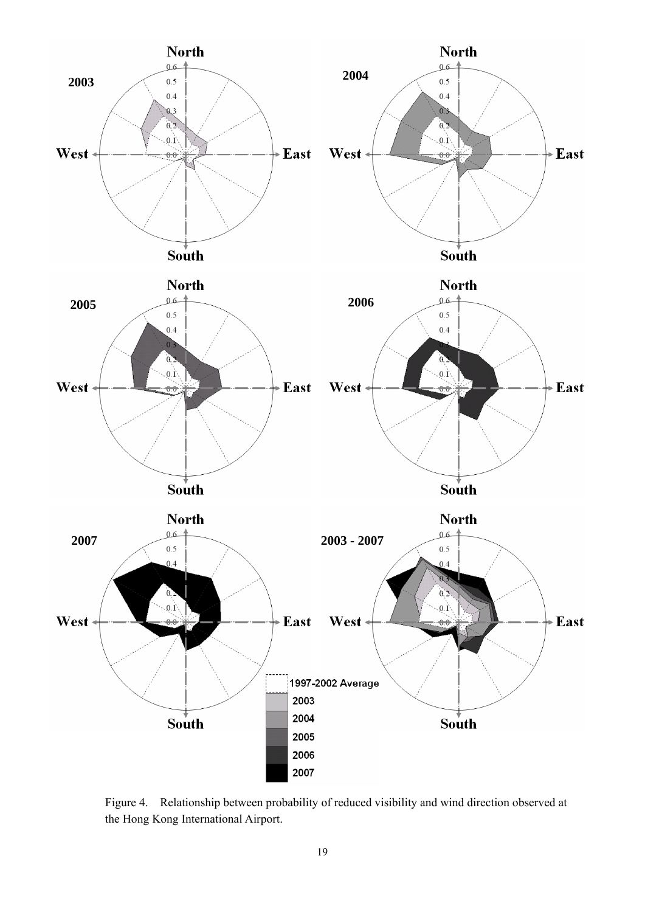Figure 4. Relationship between probability of reduced visibility and wind direction observed at the Hong Kong International Airport.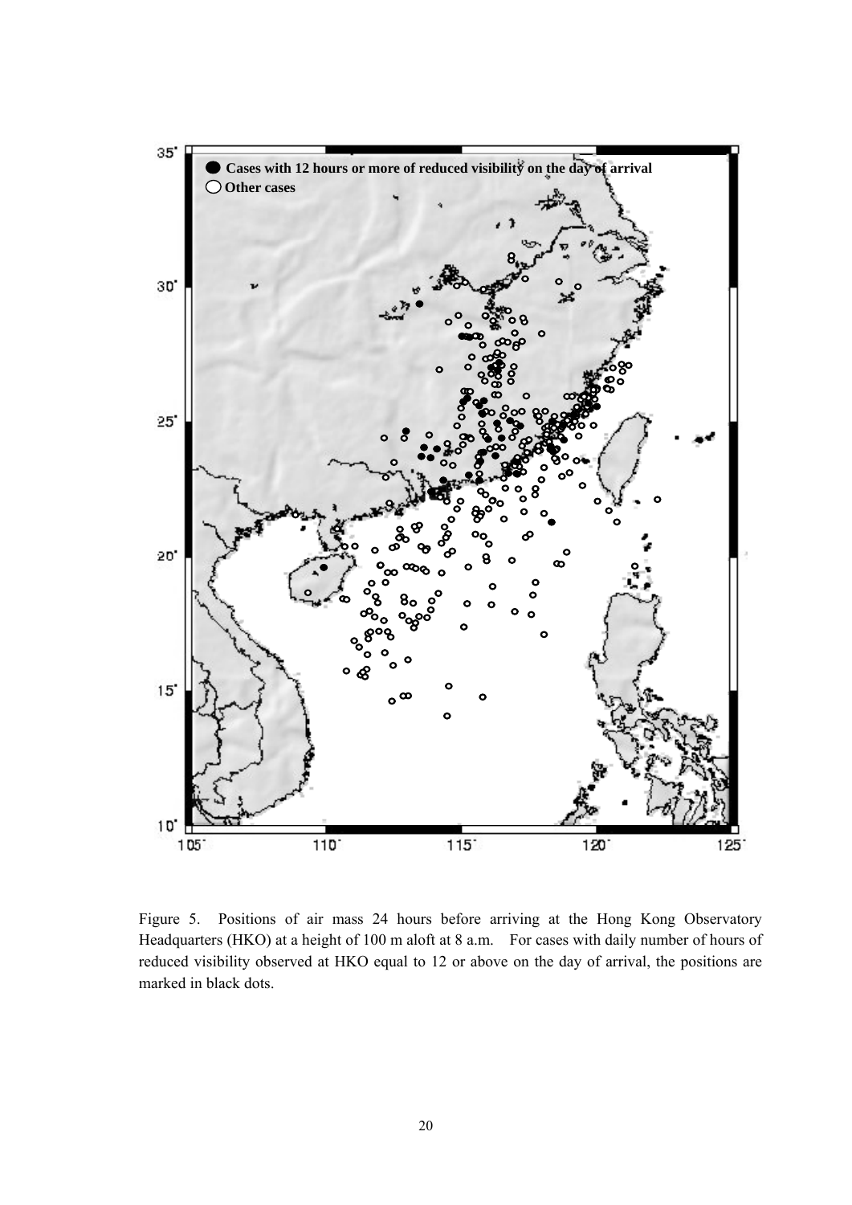Figure 5. Positions of air mass 24 hours before arriving at the Hong Kong Observatory Headquarters (HKO) at a height of 100 m aloft at 8 a.m. For cases with daily number of hours of reduced visibility observed at HKO equal to 12 or above on the day of arrival, the positions are marked in black dots.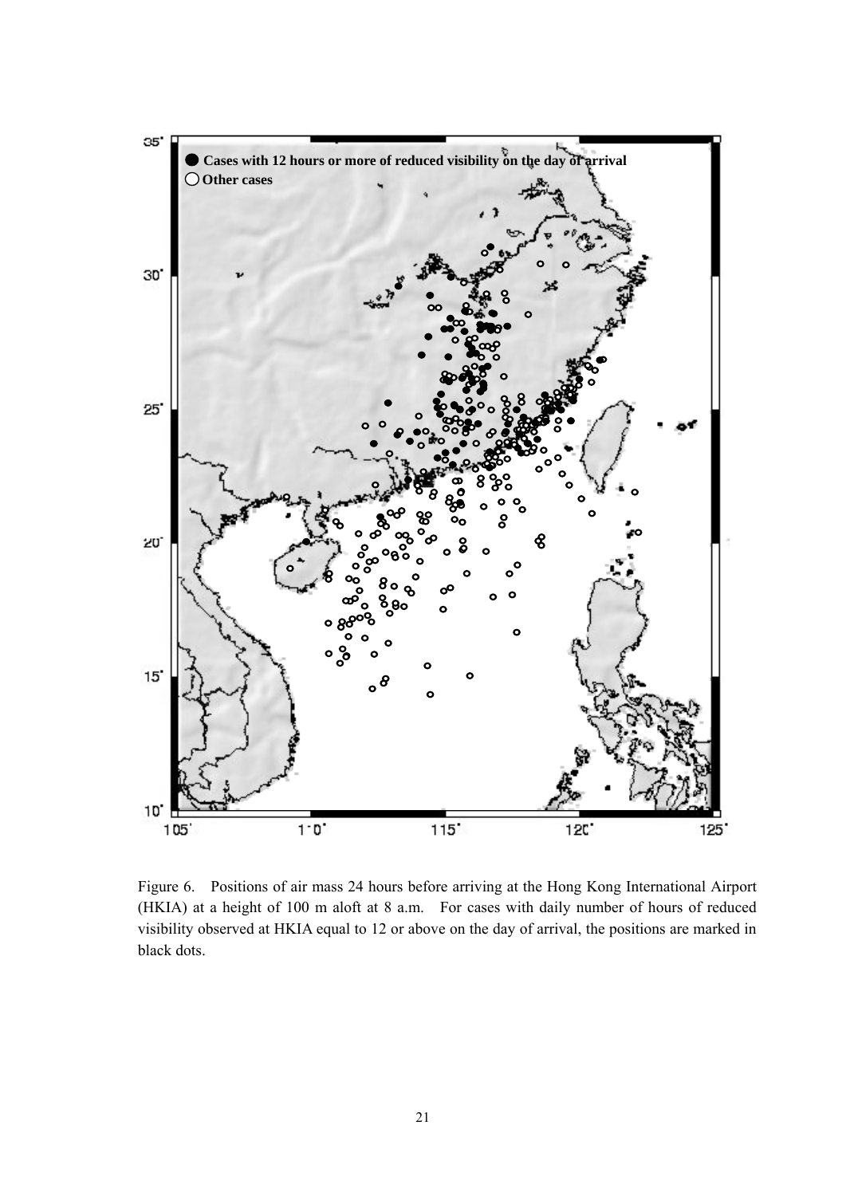Figure 6. Positions of air mass 24 hours before arriving at the Hong Kong International Airport (HKIA) at a height of 100 m aloft at 8 a.m. For cases with daily number of hours of reduced visibility observed at HKIA equal to 12 or above on the day of arrival, the positions are marked in black dots.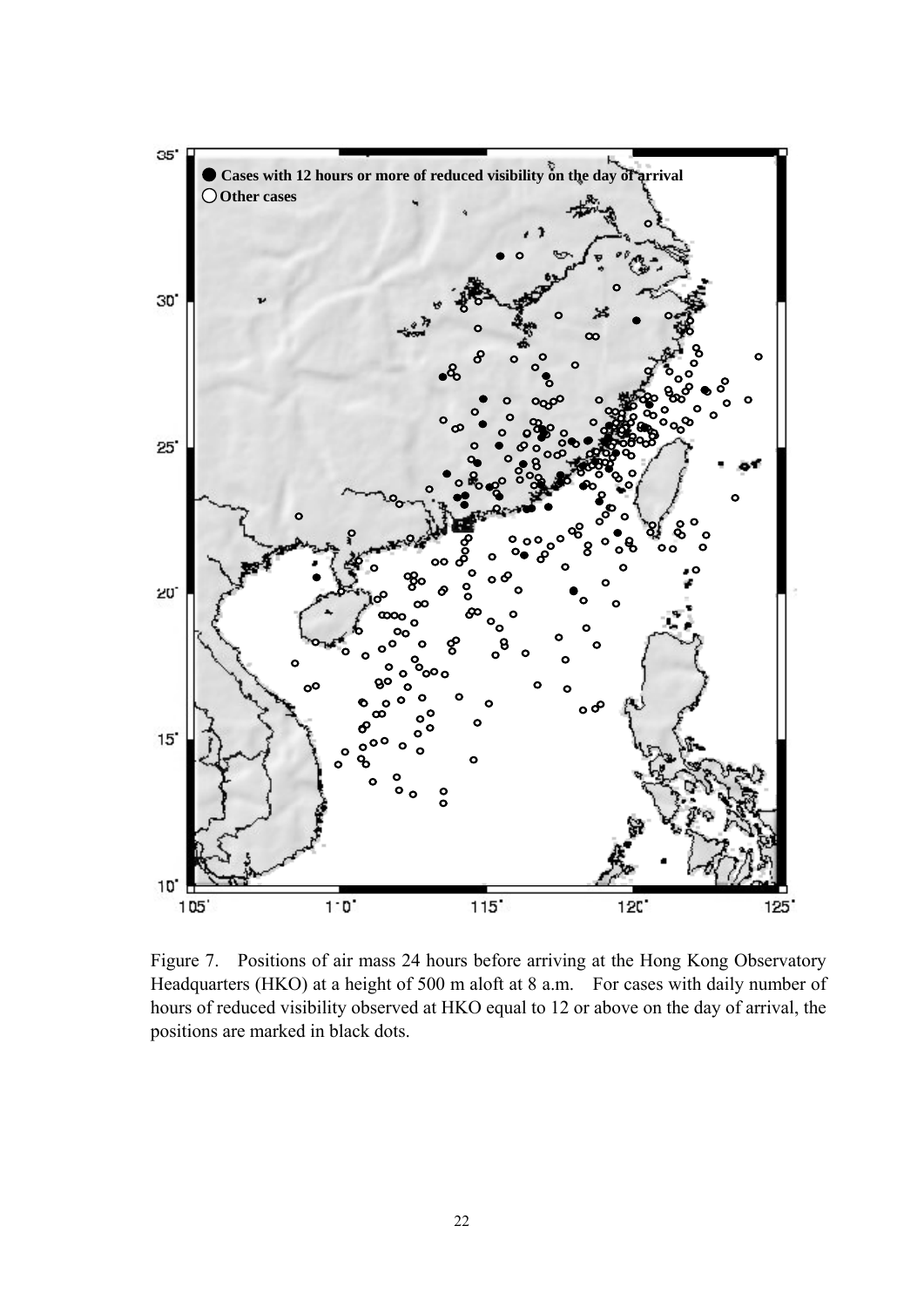Figure 7. Positions of air mass 24 hours before arriving at the Hong Kong Observatory Headquarters (HKO) at a height of 500 m aloft at 8 a.m. For cases with daily number of hours of reduced visibility observed at HKO equal to 12 or above on the day of arrival, the positions are marked in black dots.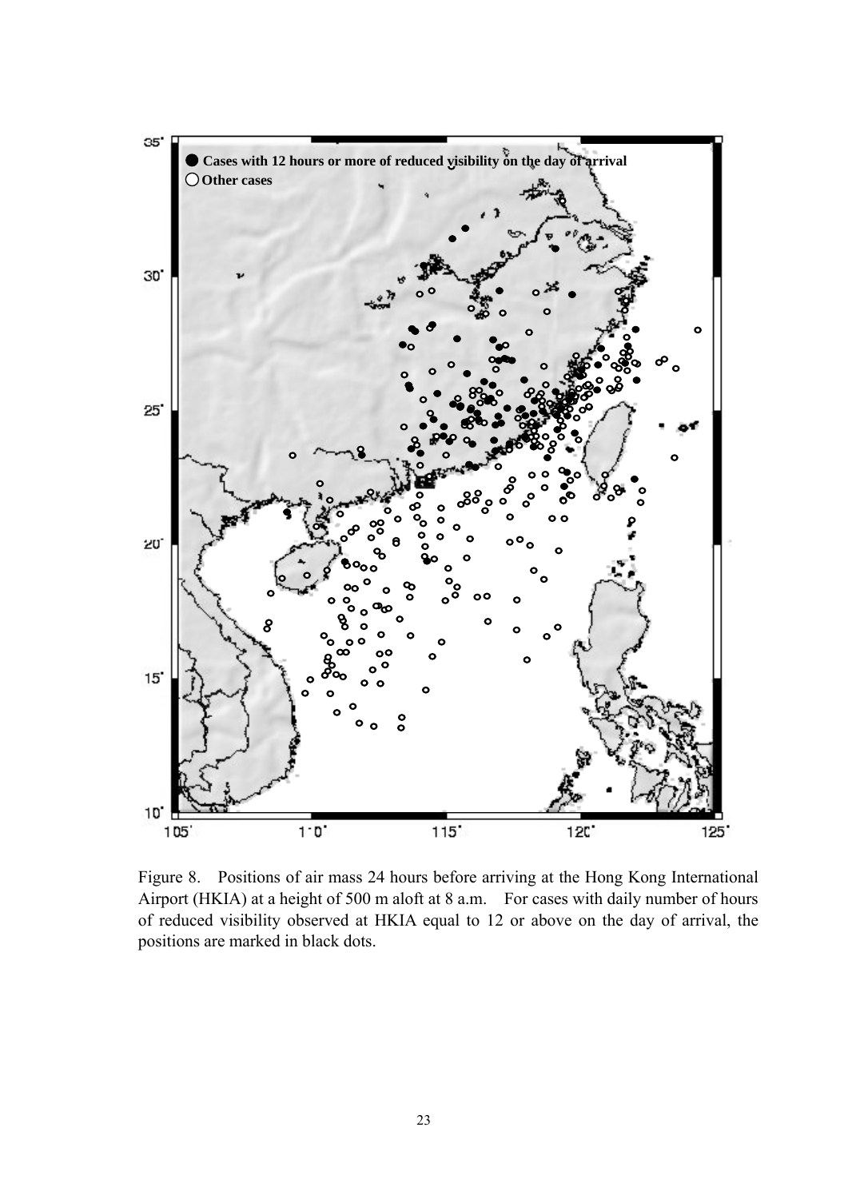● Cases with 12 hours or more of reduced visibility on the day of arrival
○ Other cases

35°
30°
25°
20°
15°
10°

105°
110°
115°
120°
125°

Figure 8. Positions of air mass 24 hours before arriving at the Hong Kong International Airport (HKIA) at a height of 500 m aloft at 8 a.m. For cases with daily number of hours of reduced visibility observed at HKIA equal to 12 or above on the day of arrival, the positions are marked in black dots.